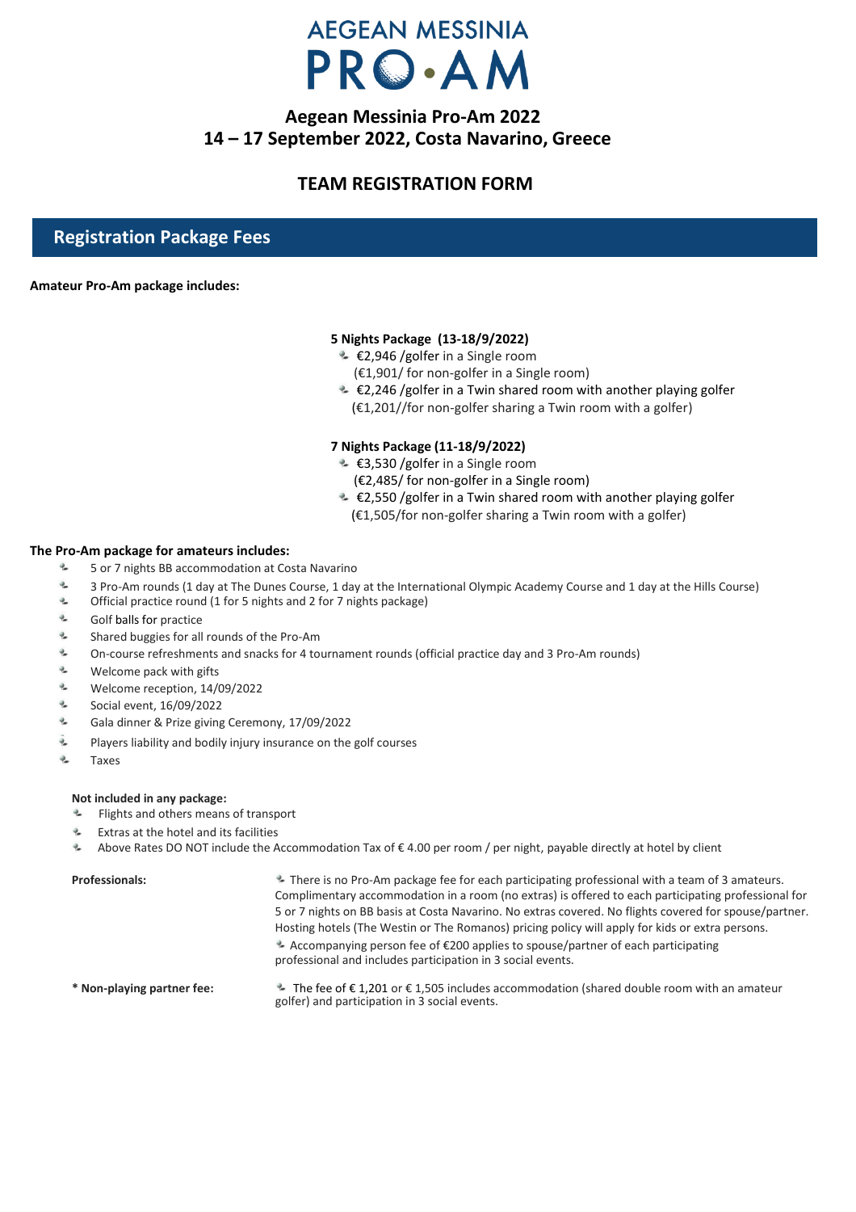# AEGEAN MESSINIA PRO·AM

## Aegean Messinia Pro-Am 2022
## 14 – 17 September 2022, Costa Navarino, Greece

## TEAM REGISTRATION FORM

## Registration Package Fees

**Amateur Pro-Am package includes:**

**5 Nights Package (13-18/9/2022)**
- €2,946 /golfer in a Single room
  (€1,901/ for non-golfer in a Single room)
- €2,246 /golfer in a Twin shared room with another playing golfer
  (€1,201//for non-golfer sharing a Twin room with a golfer)

**7 Nights Package (11-18/9/2022)**
- €3,530 /golfer in a Single room
  (€2,485/ for non-golfer in a Single room)
- €2,550 /golfer in a Twin shared room with another playing golfer
  (€1,505/for non-golfer sharing a Twin room with a golfer)

**The Pro-Am package for amateurs includes:**
- 5 or 7 nights BB accommodation at Costa Navarino
- 3 Pro-Am rounds (1 day at The Dunes Course, 1 day at the International Olympic Academy Course and 1 day at the Hills Course)
- Official practice round (1 for 5 nights and 2 for 7 nights package)
- Golf balls for practice
- Shared buggies for all rounds of the Pro-Am
- On-course refreshments and snacks for 4 tournament rounds (official practice day and 3 Pro-Am rounds)
- Welcome pack with gifts
- Welcome reception, 14/09/2022
- Social event, 16/09/2022
- Gala dinner & Prize giving Ceremony, 17/09/2022
- Players liability and bodily injury insurance on the golf courses
- Taxes

**Not included in any package:**
- Flights and others means of transport
- Extras at the hotel and its facilities
- Above Rates DO NOT include the Accommodation Tax of € 4.00 per room / per night, payable directly at hotel by client

**Professionals:**
- There is no Pro-Am package fee for each participating professional with a team of 3 amateurs. Complimentary accommodation in a room (no extras) is offered to each participating professional for 5 or 7 nights on BB basis at Costa Navarino. No extras covered. No flights covered for spouse/partner. Hosting hotels (The Westin or The Romanos) pricing policy will apply for kids or extra persons.
- Accompanying person fee of €200 applies to spouse/partner of each participating professional and includes participation in 3 social events.

**\* Non-playing partner fee:**
- The fee of € 1,201 or € 1,505 includes accommodation (shared double room with an amateur golfer) and participation in 3 social events.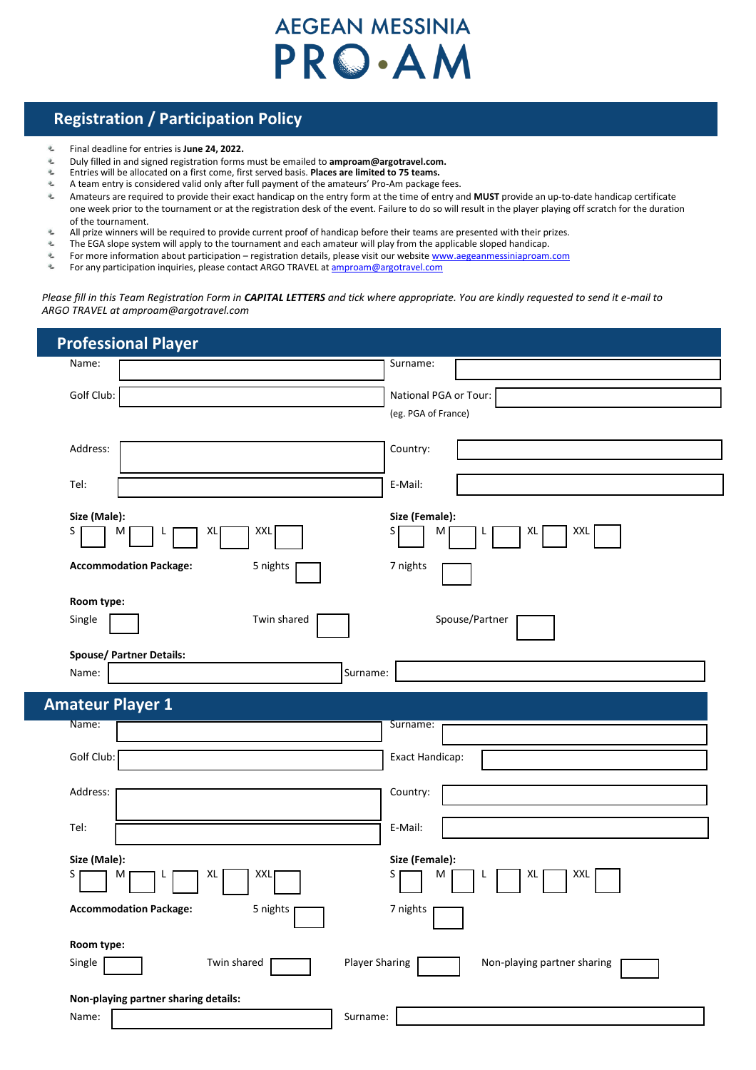# AEGEAN MESSINIA PRO·AM

## Registration / Participation Policy

- Final deadline for entries is **June 24, 2022.**
- Duly filled in and signed registration forms must be emailed to **amproam@argotravel.com.**
- Entries will be allocated on a first come, first served basis. **Places are limited to 75 teams.**
- A team entry is considered valid only after full payment of the amateurs' Pro-Am package fees.
- Amateurs are required to provide their exact handicap on the entry form at the time of entry and **MUST** provide an up-to-date handicap certificate one week prior to the tournament or at the registration desk of the event. Failure to do so will result in the player playing off scratch for the duration of the tournament.
- All prize winners will be required to provide current proof of handicap before their teams are presented with their prizes.
- The EGA slope system will apply to the tournament and each amateur will play from the applicable sloped handicap.
- For more information about participation – registration details, please visit our website www.aegeanmessiniaproam.com
- For any participation inquiries, please contact ARGO TRAVEL at amproam@argotravel.com

*Please fill in this Team Registration Form in **CAPITAL LETTERS** and tick where appropriate. You are kindly requested to send it e-mail to ARGO TRAVEL at amproam@argotravel.com*

## Professional Player

Name: ____________________ Surname: ____________________

Golf Club: ____________________ National PGA or Tour: ____________________
(eg. PGA of France)

Address: ____________________ Country: ____________________

Tel: ____________________ E-Mail: ____________________

**Size (Male):**
S ☐ M ☐ L ☐ XL ☐ XXL ☐

**Size (Female):**
S ☐ M ☐ L ☐ XL ☐ XXL ☐

**Accommodation Package:** 5 nights ☐ 7 nights ☐

**Room type:**
Single ☐ Twin shared ☐ Spouse/Partner ☐

**Spouse/ Partner Details:**
Name: ____________________ Surname: ____________________

## Amateur Player 1

Name: ____________________ Surname: ____________________

Golf Club: ____________________ Exact Handicap: ____________________

Address: ____________________ Country: ____________________

Tel: ____________________ E-Mail: ____________________

**Size (Male):**
S ☐ M ☐ L ☐ XL ☐ XXL ☐

**Size (Female):**
S ☐ M ☐ L ☐ XL ☐ XXL ☐

**Accommodation Package:** 5 nights ☐ 7 nights ☐

**Room type:**
Single ☐ Twin shared ☐ Player Sharing ☐ Non-playing partner sharing ☐

**Non-playing partner sharing details:**
Name: ____________________ Surname: ____________________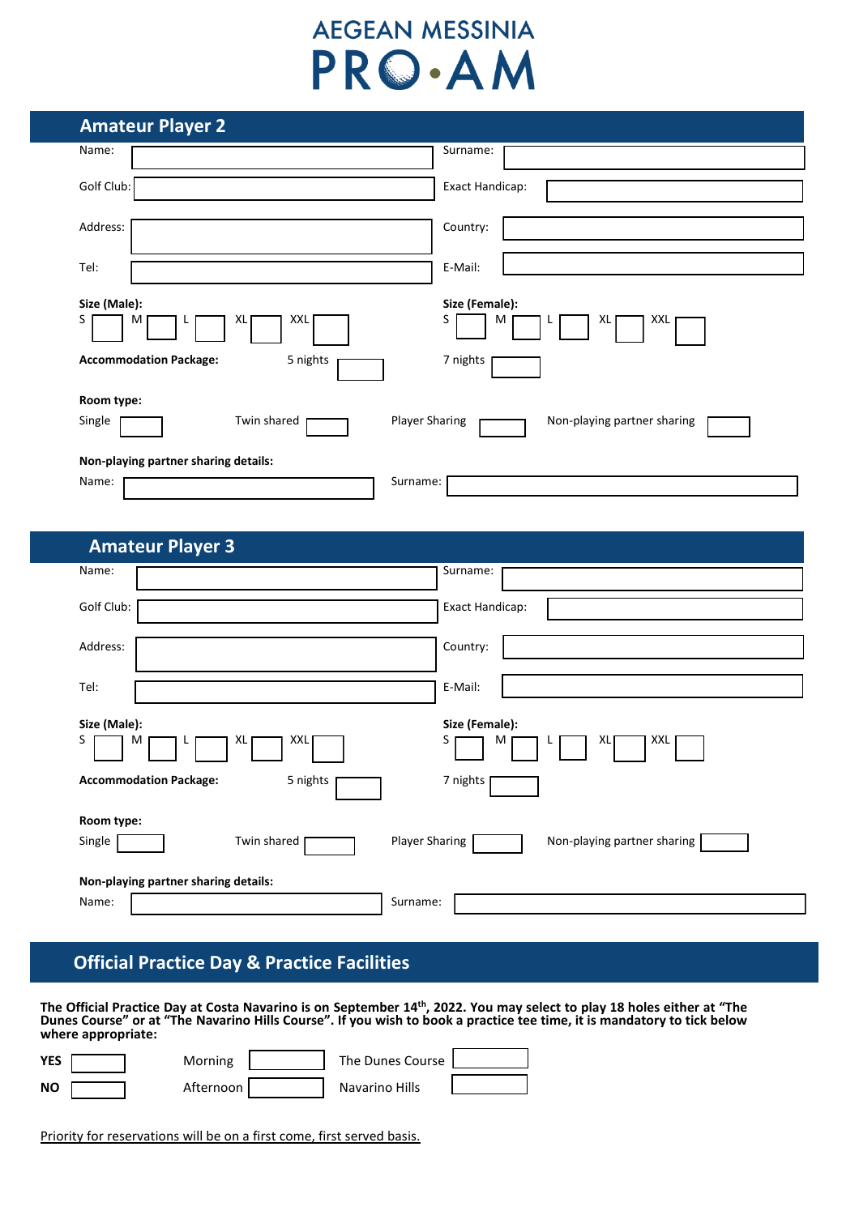# AEGEAN MESSINIA PRO·AM

## Amateur Player 2

Name: Surname:

Golf Club: Exact Handicap:

Address: Country:

Tel: E-Mail:

**Size (Male):**
S M L XL XXL

**Size (Female):**
S M L XL XXL

**Accommodation Package:** 5 nights 7 nights

**Room type:**
Single Twin shared Player Sharing Non-playing partner sharing

**Non-playing partner sharing details:**
Name: Surname:

## Amateur Player 3

Name: Surname:

Golf Club: Exact Handicap:

Address: Country:

Tel: E-Mail:

**Size (Male):**
S M L XL XXL

**Size (Female):**
S M L XL XXL

**Accommodation Package:** 5 nights 7 nights

**Room type:**
Single Twin shared Player Sharing Non-playing partner sharing

**Non-playing partner sharing details:**
Name: Surname:

## Official Practice Day & Practice Facilities

**The Official Practice Day at Costa Navarino is on September 14th, 2022. You may select to play 18 holes either at "The Dunes Course" or at "The Navarino Hills Course". If you wish to book a practice tee time, it is mandatory to tick below where appropriate:**

| | | | | | |
|---|---|---|---|---|---|
| **YES** | | Morning | | The Dunes Course | |
| **NO** | | Afternoon | | Navarino Hills | |

Priority for reservations will be on a first come, first served basis.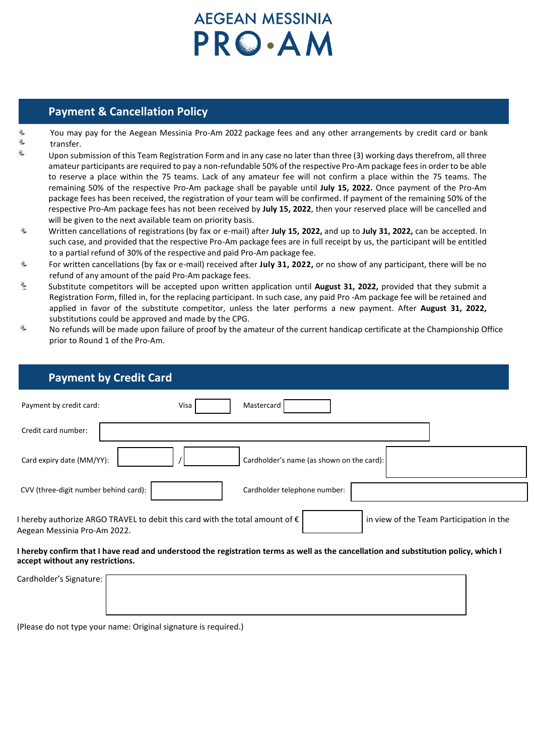# AEGEAN MESSINIA PRO·AM

## Payment & Cancellation Policy

- You may pay for the Aegean Messinia Pro-Am 2022 package fees and any other arrangements by credit card or bank transfer.
- Upon submission of this Team Registration Form and in any case no later than three (3) working days therefrom, all three amateur participants are required to pay a non-refundable 50% of the respective Pro-Am package fees in order to be able to reserve a place within the 75 teams. Lack of any amateur fee will not confirm a place within the 75 teams. The remaining 50% of the respective Pro-Am package shall be payable until **July 15, 2022.** Once payment of the Pro-Am package fees has been received, the registration of your team will be confirmed. If payment of the remaining 50% of the respective Pro-Am package fees has not been received by **July 15, 2022**, then your reserved place will be cancelled and will be given to the next available team on priority basis.
- Written cancellations of registrations (by fax or e-mail) after **July 15, 2022,** and up to **July 31, 2022,** can be accepted. In such case, and provided that the respective Pro-Am package fees are in full receipt by us, the participant will be entitled to a partial refund of 30% of the respective and paid Pro-Am package fee.
- For written cancellations (by fax or e-mail) received after **July 31, 2022,** or no show of any participant, there will be no refund of any amount of the paid Pro-Am package fees.
- Substitute competitors will be accepted upon written application until **August 31, 2022,** provided that they submit a Registration Form, filled in, for the replacing participant. In such case, any paid Pro -Am package fee will be retained and applied in favor of the substitute competitor, unless the later performs a new payment. After **August 31, 2022,** substitutions could be approved and made by the CPG.
- No refunds will be made upon failure of proof by the amateur of the current handicap certificate at the Championship Office prior to Round 1 of the Pro-Am.

## Payment by Credit Card

Payment by credit card: Visa ☐ Mastercard ☐

Credit card number: ____________________

Card expiry date (MM/YY): ______ / ______ Cardholder's name (as shown on the card): ____________________

CVV (three-digit number behind card): ______ Cardholder telephone number: ____________________

I hereby authorize ARGO TRAVEL to debit this card with the total amount of € ______ in view of the Team Participation in the Aegean Messinia Pro-Am 2022.

**I hereby confirm that I have read and understood the registration terms as well as the cancellation and substitution policy, which I accept without any restrictions.**

Cardholder's Signature: ____________________

(Please do not type your name: Original signature is required.)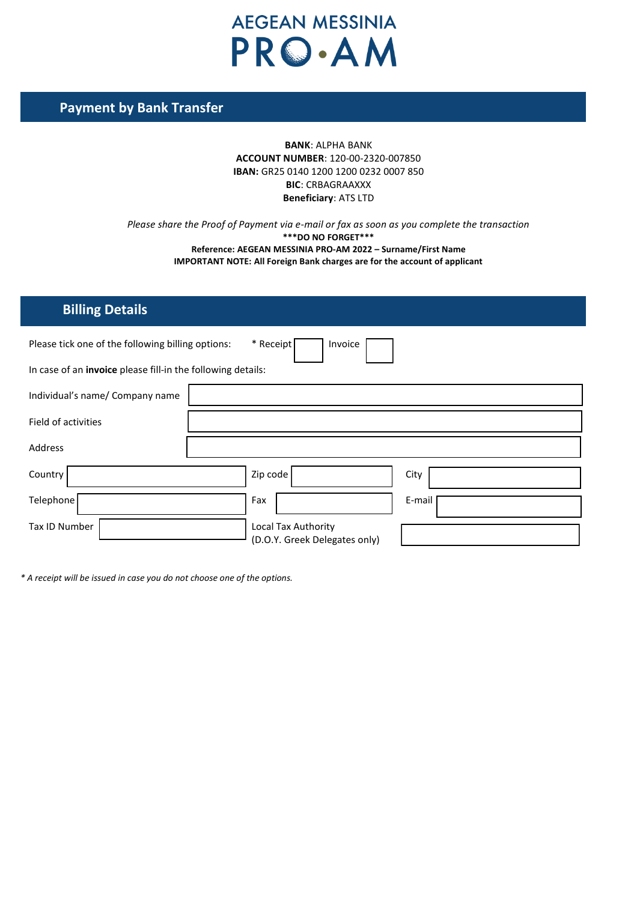AEGEAN MESSINIA

PRO·AM

## Payment by Bank Transfer

**BANK**: ALPHA BANK
**ACCOUNT NUMBER**: 120-00-2320-007850
**IBAN:** GR25 0140 1200 1200 0232 0007 850
**BIC**: CRBAGRAAXXX
**Beneficiary**: ATS LTD

*Please share the Proof of Payment via e-mail or fax as soon as you complete the transaction*

**\*\*\*DO NO FORGET\*\*\***

**Reference: AEGEAN MESSINIA PRO-AM 2022 – Surname/First Name**

**IMPORTANT NOTE: All Foreign Bank charges are for the account of applicant**

## Billing Details

Please tick one of the following billing options: * Receipt ☐ Invoice ☐

In case of an **invoice** please fill-in the following details:

| | |
|---|---|
| Individual's name/ Company name | |
| Field of activities | |
| Address | |

| | | | | | |
|---|---|---|---|---|---|
| Country | | Zip code | | City | |
| Telephone | | Fax | | E-mail | |
| Tax ID Number | | Local Tax Authority (D.O.Y. Greek Delegates only) | | | |

*\* A receipt will be issued in case you do not choose one of the options.*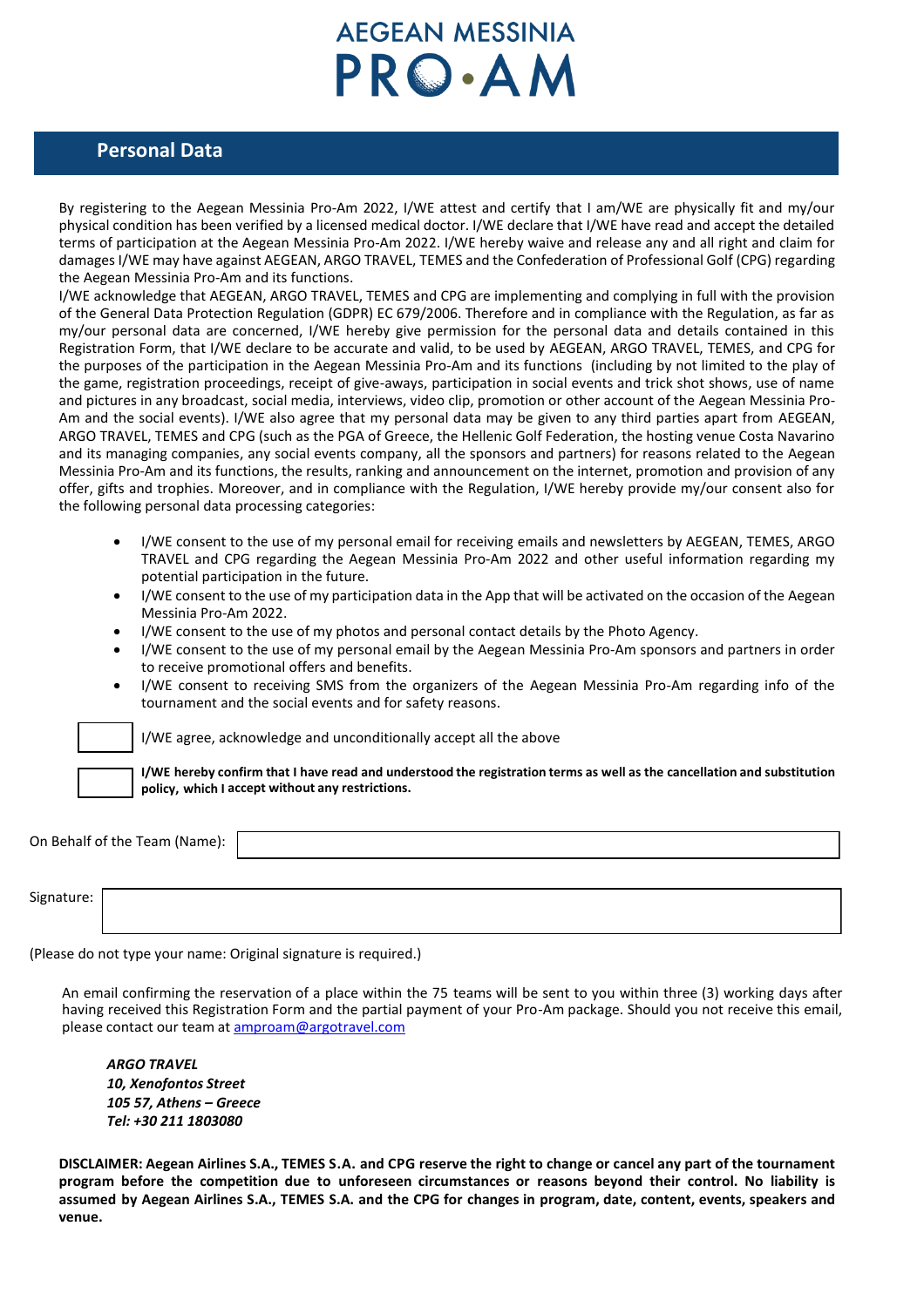# AEGEAN MESSINIA PRO·AM

## Personal Data

By registering to the Aegean Messinia Pro-Am 2022, I/WE attest and certify that I am/WE are physically fit and my/our physical condition has been verified by a licensed medical doctor. I/WE declare that I/WE have read and accept the detailed terms of participation at the Aegean Messinia Pro-Am 2022. I/WE hereby waive and release any and all right and claim for damages I/WE may have against AEGEAN, ARGO TRAVEL, TEMES and the Confederation of Professional Golf (CPG) regarding the Aegean Messinia Pro-Am and its functions.
I/WE acknowledge that AEGEAN, ARGO TRAVEL, TEMES and CPG are implementing and complying in full with the provision of the General Data Protection Regulation (GDPR) EC 679/2006. Therefore and in compliance with the Regulation, as far as my/our personal data are concerned, I/WE hereby give permission for the personal data and details contained in this Registration Form, that I/WE declare to be accurate and valid, to be used by AEGEAN, ARGO TRAVEL, TEMES, and CPG for the purposes of the participation in the Aegean Messinia Pro-Am and its functions (including by not limited to the play of the game, registration proceedings, receipt of give-aways, participation in social events and trick shot shows, use of name and pictures in any broadcast, social media, interviews, video clip, promotion or other account of the Aegean Messinia Pro-Am and the social events). I/WE also agree that my personal data may be given to any third parties apart from AEGEAN, ARGO TRAVEL, TEMES and CPG (such as the PGA of Greece, the Hellenic Golf Federation, the hosting venue Costa Navarino and its managing companies, any social events company, all the sponsors and partners) for reasons related to the Aegean Messinia Pro-Am and its functions, the results, ranking and announcement on the internet, promotion and provision of any offer, gifts and trophies. Moreover, and in compliance with the Regulation, I/WE hereby provide my/our consent also for the following personal data processing categories:

- I/WE consent to the use of my personal email for receiving emails and newsletters by AEGEAN, TEMES, ARGO TRAVEL and CPG regarding the Aegean Messinia Pro-Am 2022 and other useful information regarding my potential participation in the future.
- I/WE consent to the use of my participation data in the App that will be activated on the occasion of the Aegean Messinia Pro-Am 2022.
- I/WE consent to the use of my photos and personal contact details by the Photo Agency.
- I/WE consent to the use of my personal email by the Aegean Messinia Pro-Am sponsors and partners in order to receive promotional offers and benefits.
- I/WE consent to receiving SMS from the organizers of the Aegean Messinia Pro-Am regarding info of the tournament and the social events and for safety reasons.

☐ I/WE agree, acknowledge and unconditionally accept all the above

☐ **I/WE hereby confirm that I have read and understood the registration terms as well as the cancellation and substitution policy, which I accept without any restrictions.**

On Behalf of the Team (Name): ______________________________

Signature: ______________________________

(Please do not type your name: Original signature is required.)

An email confirming the reservation of a place within the 75 teams will be sent to you within three (3) working days after having received this Registration Form and the partial payment of your Pro-Am package. Should you not receive this email, please contact our team at amproam@argotravel.com

***ARGO TRAVEL***
***10, Xenofontos Street***
***105 57, Athens – Greece***
***Tel: +30 211 1803080***

**DISCLAIMER: Aegean Airlines S.A., TEMES S.A. and CPG reserve the right to change or cancel any part of the tournament program before the competition due to unforeseen circumstances or reasons beyond their control. No liability is assumed by Aegean Airlines S.A., TEMES S.A. and the CPG for changes in program, date, content, events, speakers and venue.**